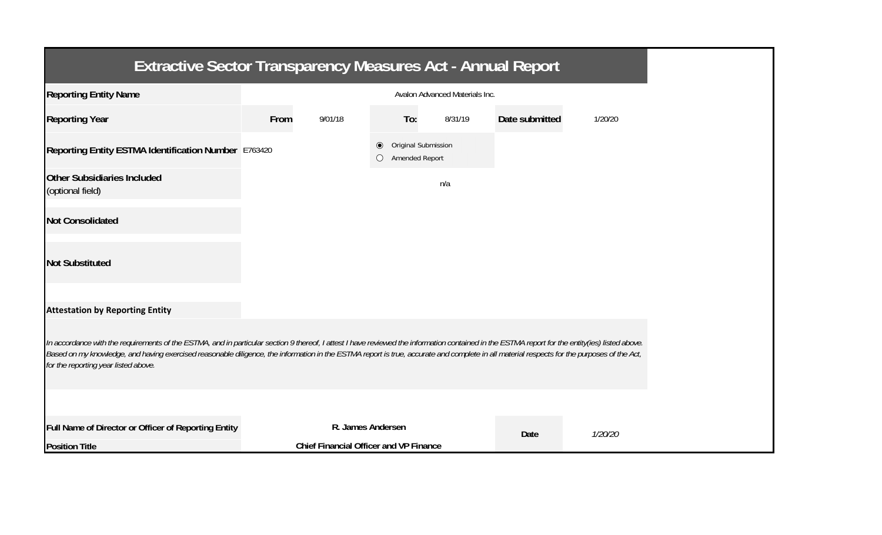# Extractive Sector Transparency Measures Act - Annual Report

| | | | | | | |
|---|---|---|---|---|---|---|
| **Reporting Entity Name** | Avalon Advanced Materials Inc. | | | | | |
| **Reporting Year** | **From** | 9/01/18 | **To:** | 8/31/19 | **Date submitted** | 1/20/20 |
| **Reporting Entity ESTMA Identification Number** | E763420 | | ◉ Original Submission<br>○ Amended Report | | | |
| **Other Subsidiaries Included** (optional field) | n/a | | | | | |
| **Not Consolidated** | | | | | | |
| **Not Substituted** | | | | | | |

**Attestation by Reporting Entity**

*In accordance with the requirements of the ESTMA, and in particular section 9 thereof, I attest I have reviewed the information contained in the ESTMA report for the entity(ies) listed above. Based on my knowledge, and having exercised reasonable diligence, the information in the ESTMA report is true, accurate and complete in all material respects for the purposes of the Act, for the reporting year listed above.*

| | | | |
|---|---|---|---|
| **Full Name of Director or Officer of Reporting Entity** | **R. James Andersen** | **Date** | *1/20/20* |
| **Position Title** | **Chief Financial Officer and VP Finance** | | |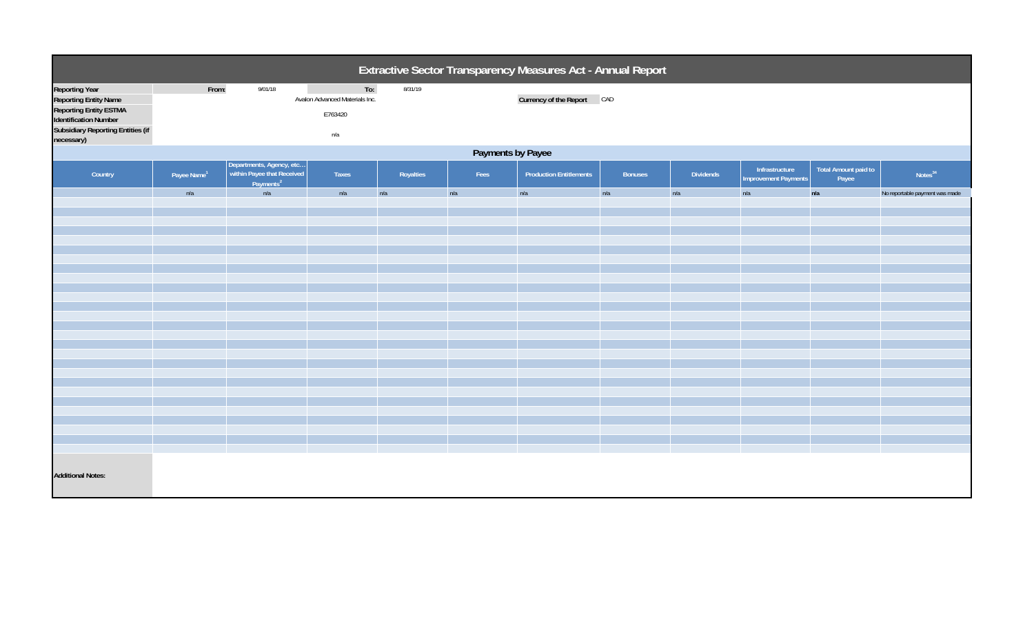# Extractive Sector Transparency Measures Act - Annual Report

| | | | | | |
|---|---|---|---|---|---|
| **Reporting Year** | From: | 9/01/18 | To: | 8/31/19 | |
| **Reporting Entity Name** | | Avalon Advanced Materials Inc. | | **Currency of the Report** | CAD |
| **Reporting Entity ESTMA Identification Number** | | E763420 | | | |
| **Subsidiary Reporting Entities (if necessary)** | | n/a | | | |

## Payments by Payee

| Country | Payee Name[1] | Departments, Agency, etc… within Payee that Received Payments[2] | Taxes | Royalties | Fees | Production Entitlements | Bonuses | Dividends | Infrastructure Improvement Payments | Total Amount paid to Payee | Notes[34] |
|---|---|---|---|---|---|---|---|---|---|---|---|
| | n/a | n/a | n/a | n/a | n/a | n/a | n/a | n/a | n/a | n/a | No reportable payment was made |

**Additional Notes:**